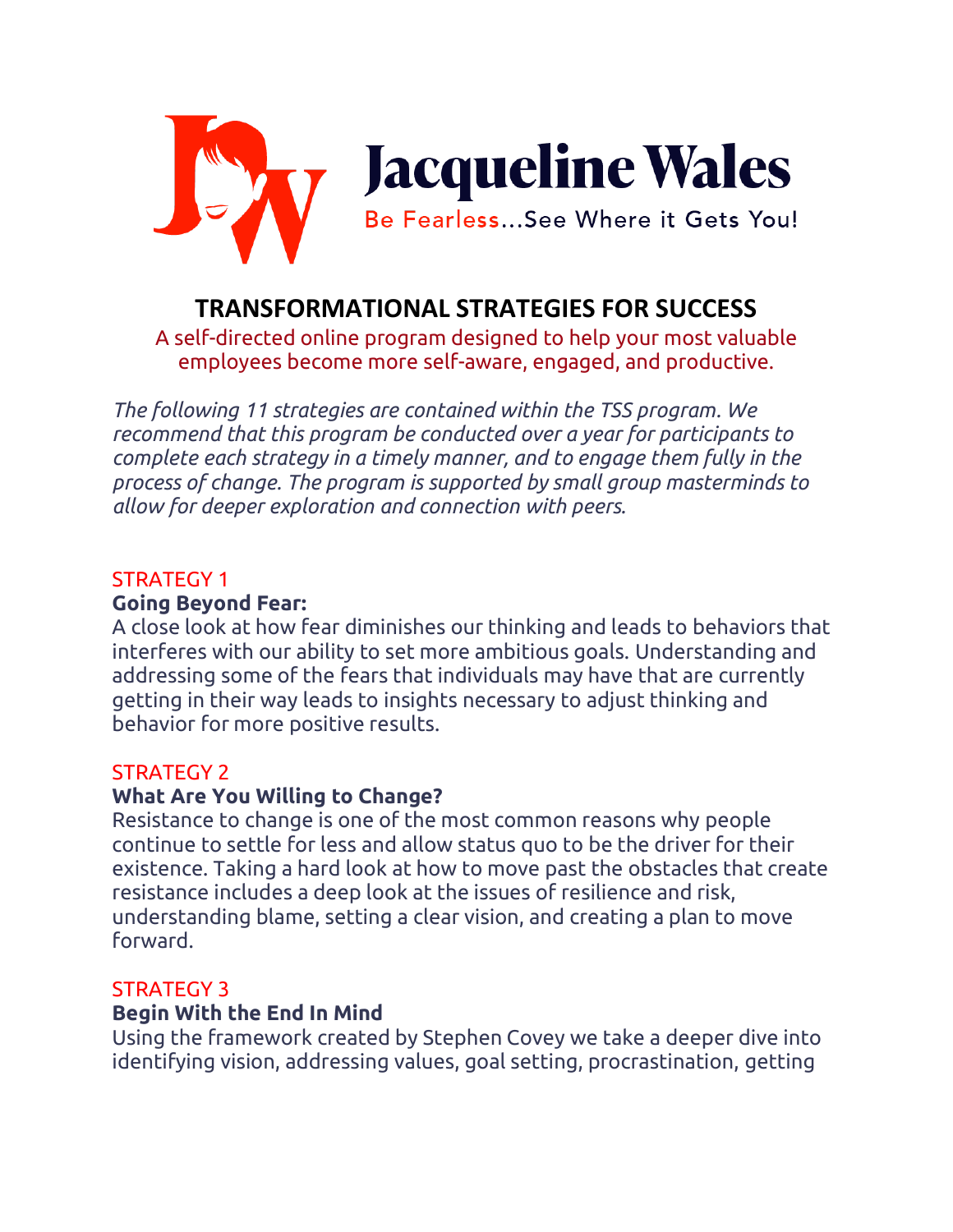Jacqueline Wales

Be Fearless...See Where it Gets You!

# TRANSFORMATIONAL STRATEGIES FOR SUCCESS

A self-directed online program designed to help your most valuable employees become more self-aware, engaged, and productive.

*The following 11 strategies are contained within the TSS program. We recommend that this program be conducted over a year for participants to complete each strategy in a timely manner, and to engage them fully in the process of change. The program is supported by small group masterminds to allow for deeper exploration and connection with peers.*

STRATEGY 1

**Going Beyond Fear:**

A close look at how fear diminishes our thinking and leads to behaviors that interferes with our ability to set more ambitious goals. Understanding and addressing some of the fears that individuals may have that are currently getting in their way leads to insights necessary to adjust thinking and behavior for more positive results.

STRATEGY 2

**What Are You Willing to Change?**

Resistance to change is one of the most common reasons why people continue to settle for less and allow status quo to be the driver for their existence. Taking a hard look at how to move past the obstacles that create resistance includes a deep look at the issues of resilience and risk, understanding blame, setting a clear vision, and creating a plan to move forward.

STRATEGY 3

**Begin With the End In Mind**

Using the framework created by Stephen Covey we take a deeper dive into identifying vision, addressing values, goal setting, procrastination, getting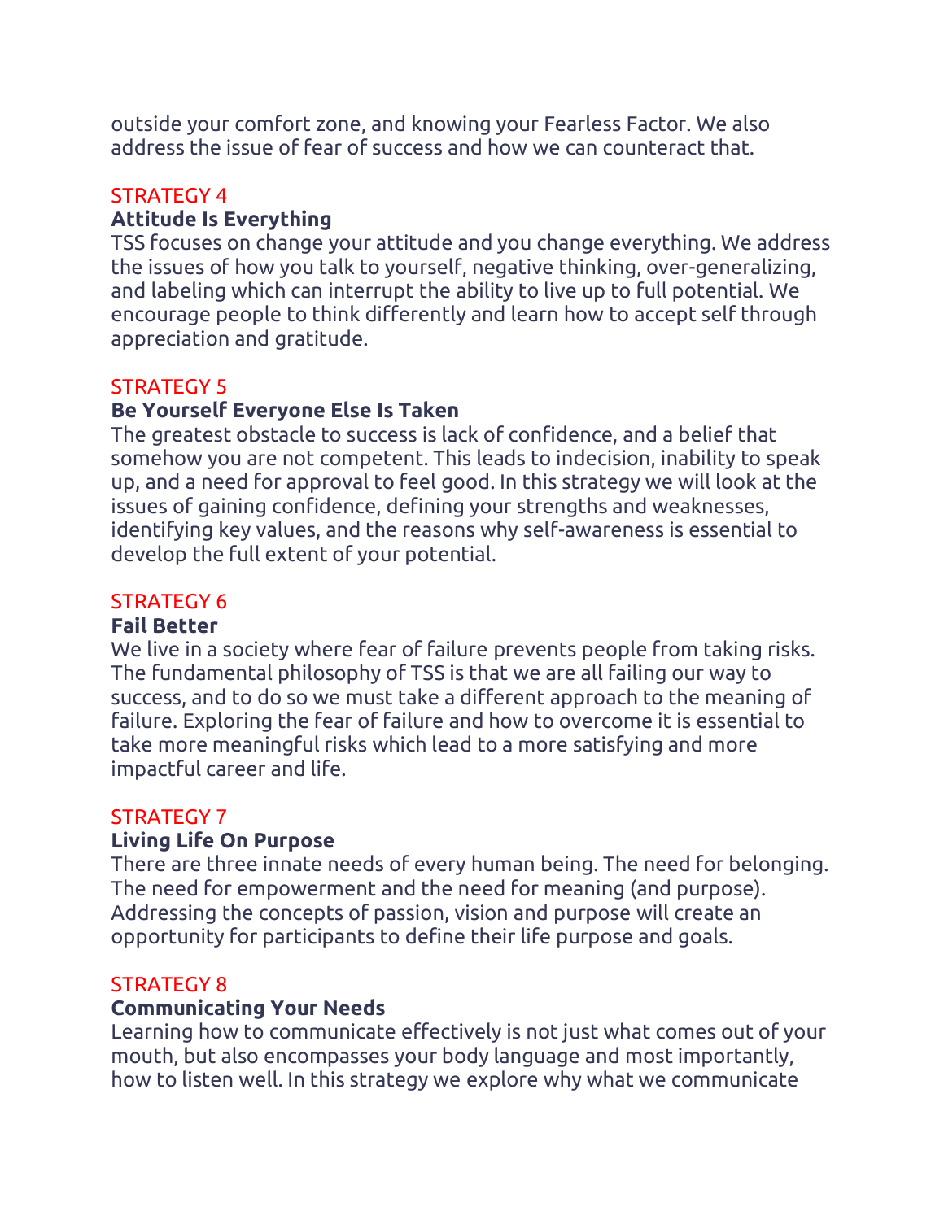outside your comfort zone, and knowing your Fearless Factor. We also address the issue of fear of success and how we can counteract that.

STRATEGY 4
**Attitude Is Everything**
TSS focuses on change your attitude and you change everything. We address the issues of how you talk to yourself, negative thinking, over-generalizing, and labeling which can interrupt the ability to live up to full potential. We encourage people to think differently and learn how to accept self through appreciation and gratitude.

STRATEGY 5
**Be Yourself Everyone Else Is Taken**
The greatest obstacle to success is lack of confidence, and a belief that somehow you are not competent. This leads to indecision, inability to speak up, and a need for approval to feel good. In this strategy we will look at the issues of gaining confidence, defining your strengths and weaknesses, identifying key values, and the reasons why self-awareness is essential to develop the full extent of your potential.

STRATEGY 6
**Fail Better**
We live in a society where fear of failure prevents people from taking risks. The fundamental philosophy of TSS is that we are all failing our way to success, and to do so we must take a different approach to the meaning of failure. Exploring the fear of failure and how to overcome it is essential to take more meaningful risks which lead to a more satisfying and more impactful career and life.

STRATEGY 7
**Living Life On Purpose**
There are three innate needs of every human being. The need for belonging. The need for empowerment and the need for meaning (and purpose). Addressing the concepts of passion, vision and purpose will create an opportunity for participants to define their life purpose and goals.

STRATEGY 8
**Communicating Your Needs**
Learning how to communicate effectively is not just what comes out of your mouth, but also encompasses your body language and most importantly, how to listen well. In this strategy we explore why what we communicate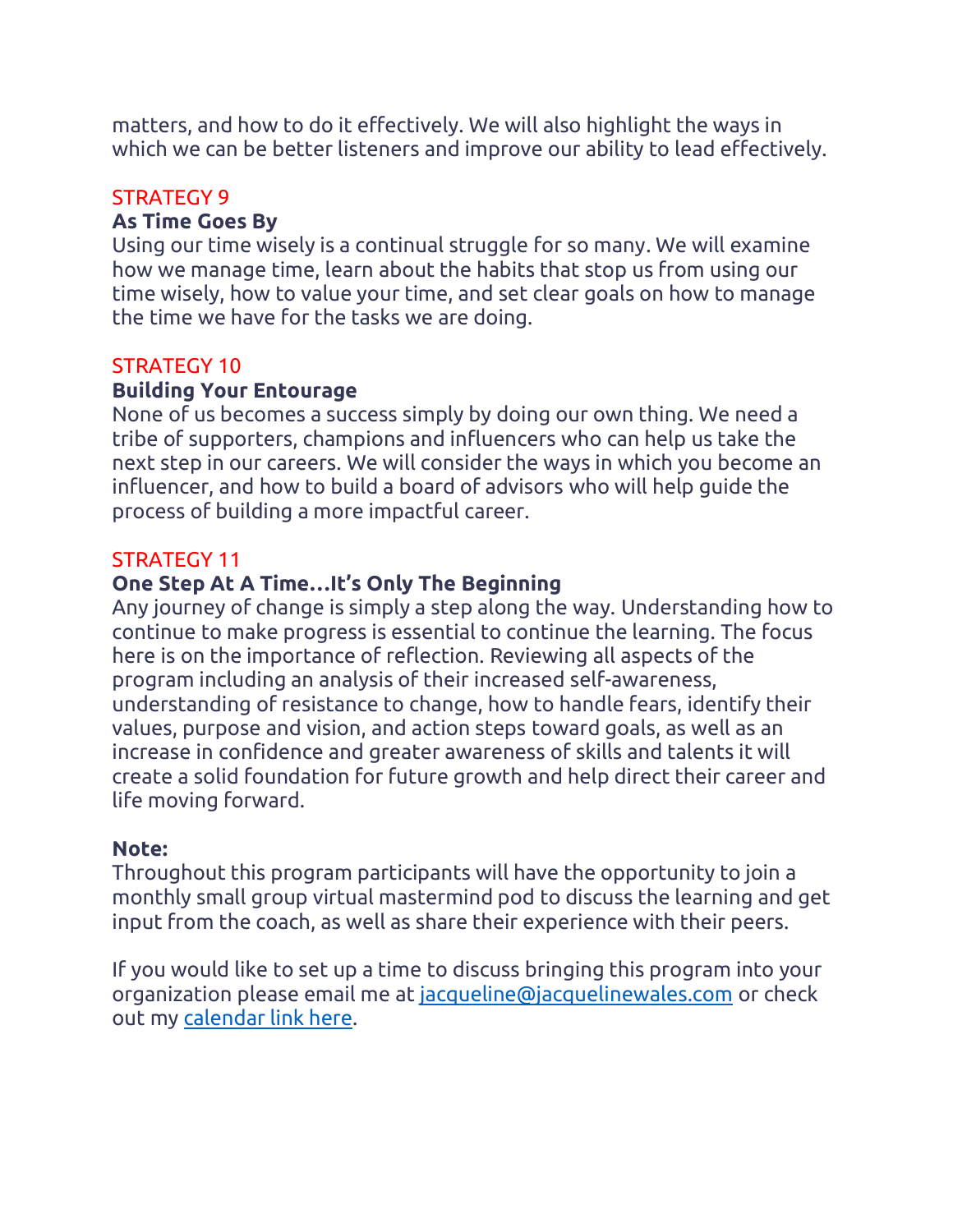matters, and how to do it effectively. We will also highlight the ways in which we can be better listeners and improve our ability to lead effectively.

STRATEGY 9

**As Time Goes By**

Using our time wisely is a continual struggle for so many. We will examine how we manage time, learn about the habits that stop us from using our time wisely, how to value your time, and set clear goals on how to manage the time we have for the tasks we are doing.

STRATEGY 10

**Building Your Entourage**

None of us becomes a success simply by doing our own thing. We need a tribe of supporters, champions and influencers who can help us take the next step in our careers. We will consider the ways in which you become an influencer, and how to build a board of advisors who will help guide the process of building a more impactful career.

STRATEGY 11

**One Step At A Time…It's Only The Beginning**

Any journey of change is simply a step along the way. Understanding how to continue to make progress is essential to continue the learning. The focus here is on the importance of reflection. Reviewing all aspects of the program including an analysis of their increased self-awareness, understanding of resistance to change, how to handle fears, identify their values, purpose and vision, and action steps toward goals, as well as an increase in confidence and greater awareness of skills and talents it will create a solid foundation for future growth and help direct their career and life moving forward.

**Note:**

Throughout this program participants will have the opportunity to join a monthly small group virtual mastermind pod to discuss the learning and get input from the coach, as well as share their experience with their peers.

If you would like to set up a time to discuss bringing this program into your organization please email me at jacqueline@jacquelinewales.com or check out my calendar link here.